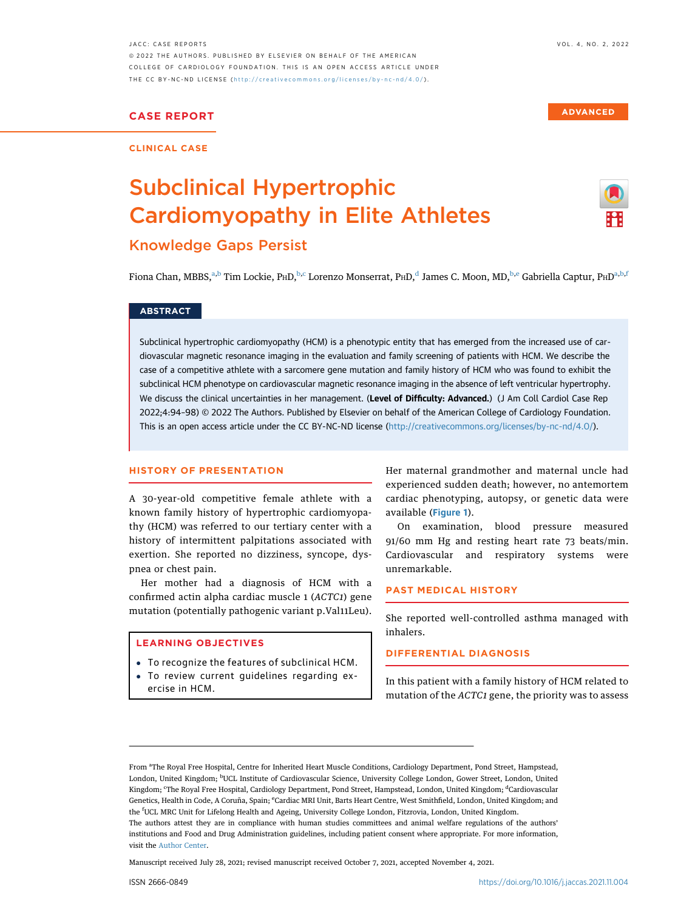CASE REPORT

ADVANCED

CLINICAL CASE

# Subclinical Hypertrophic Cardiomyopathy in Elite Athletes

## Knowledge Gaps Persist

Fiona Chan, MBBS,[a,b] Tim Lockie, PhD,[b,c] Lorenzo Monserrat, PhD,[d] James C. Moon, MD,[b,e] Gabriella Captur, PhD[a,b,f]

### ABSTRACT

Subclinical hypertrophic cardiomyopathy (HCM) is a phenotypic entity that has emerged from the increased use of cardiovascular magnetic resonance imaging in the evaluation and family screening of patients with HCM. We describe the case of a competitive athlete with a sarcomere gene mutation and family history of HCM who was found to exhibit the subclinical HCM phenotype on cardiovascular magnetic resonance imaging in the absence of left ventricular hypertrophy. We discuss the clinical uncertainties in her management. (**Level of Difficulty: Advanced.**) (J Am Coll Cardiol Case Rep 2022;4:94–98) © 2022 The Authors. Published by Elsevier on behalf of the American College of Cardiology Foundation. This is an open access article under the CC BY-NC-ND license (http://creativecommons.org/licenses/by-nc-nd/4.0/).

### HISTORY OF PRESENTATION

A 30-year-old competitive female athlete with a known family history of hypertrophic cardiomyopathy (HCM) was referred to our tertiary center with a history of intermittent palpitations associated with exertion. She reported no dizziness, syncope, dyspnea or chest pain.

Her mother had a diagnosis of HCM with a confirmed actin alpha cardiac muscle 1 (*ACTC1*) gene mutation (potentially pathogenic variant p.Val11Leu).

> **LEARNING OBJECTIVES**
>
> - To recognize the features of subclinical HCM.
> - To review current guidelines regarding exercise in HCM.

Her maternal grandmother and maternal uncle had experienced sudden death; however, no antemortem cardiac phenotyping, autopsy, or genetic data were available (Figure 1).

On examination, blood pressure measured 91/60 mm Hg and resting heart rate 73 beats/min. Cardiovascular and respiratory systems were unremarkable.

### PAST MEDICAL HISTORY

She reported well-controlled asthma managed with inhalers.

### DIFFERENTIAL DIAGNOSIS

In this patient with a family history of HCM related to mutation of the *ACTC1* gene, the priority was to assess

---

From [a]The Royal Free Hospital, Centre for Inherited Heart Muscle Conditions, Cardiology Department, Pond Street, Hampstead, London, United Kingdom; [b]UCL Institute of Cardiovascular Science, University College London, Gower Street, London, United Kingdom; [c]The Royal Free Hospital, Cardiology Department, Pond Street, Hampstead, London, United Kingdom; [d]Cardiovascular Genetics, Health in Code, A Coruña, Spain; [e]Cardiac MRI Unit, Barts Heart Centre, West Smithfield, London, United Kingdom; and the [f]UCL MRC Unit for Lifelong Health and Ageing, University College London, Fitzrovia, London, United Kingdom.

The authors attest they are in compliance with human studies committees and animal welfare regulations of the authors' institutions and Food and Drug Administration guidelines, including patient consent where appropriate. For more information, visit the Author Center.

Manuscript received July 28, 2021; revised manuscript received October 7, 2021, accepted November 4, 2021.

ISSN 2666-0849 https://doi.org/10.1016/j.jaccas.2021.11.004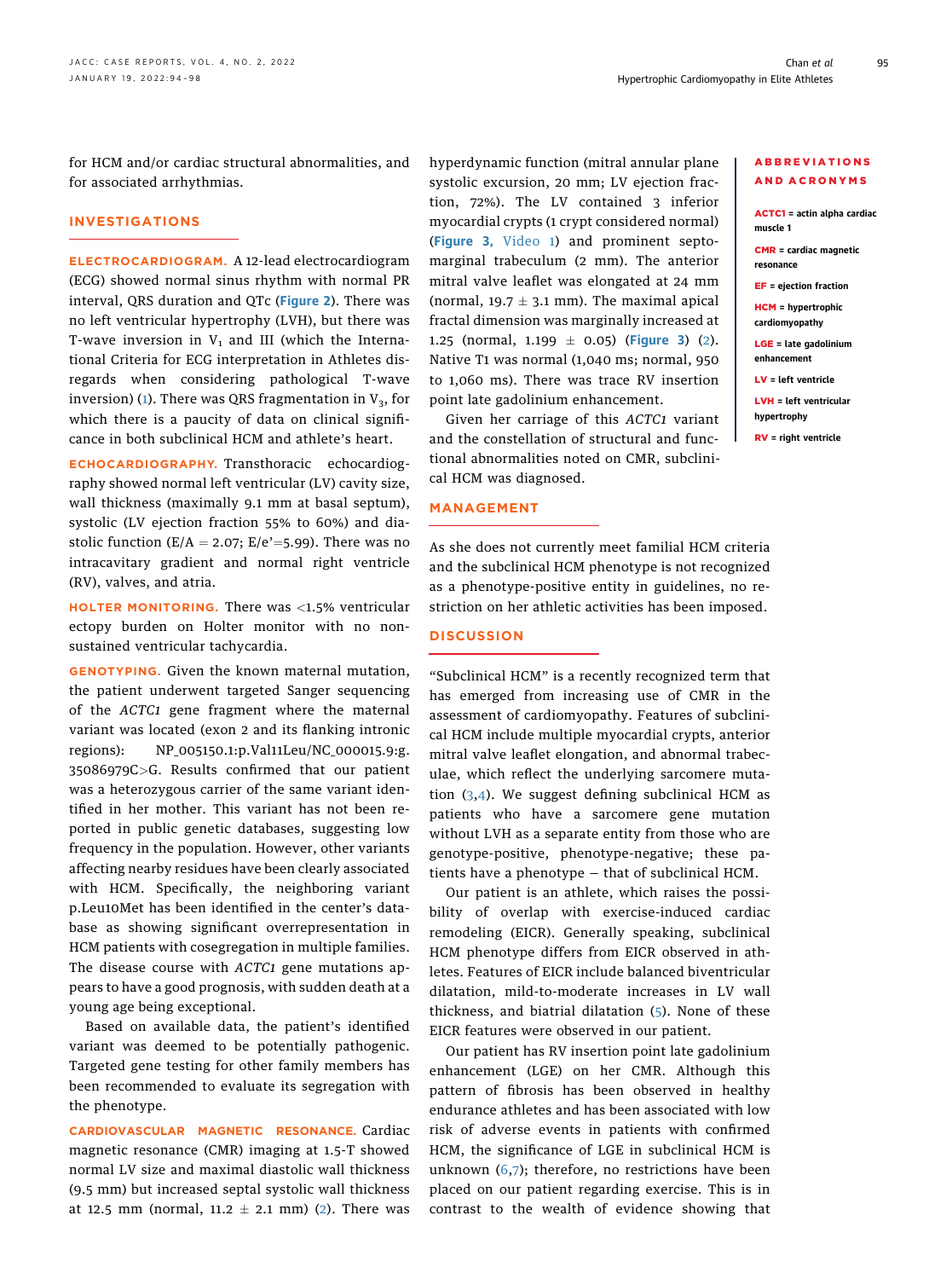for HCM and/or cardiac structural abnormalities, and for associated arrhythmias.

## INVESTIGATIONS

**ELECTROCARDIOGRAM.** A 12-lead electrocardiogram (ECG) showed normal sinus rhythm with normal PR interval, QRS duration and QTc (Figure 2). There was no left ventricular hypertrophy (LVH), but there was T-wave inversion in $V_1$ and III (which the International Criteria for ECG interpretation in Athletes disregards when considering pathological T-wave inversion) (1). There was QRS fragmentation in $V_3$, for which there is a paucity of data on clinical significance in both subclinical HCM and athlete's heart.

**ECHOCARDIOGRAPHY.** Transthoracic echocardiography showed normal left ventricular (LV) cavity size, wall thickness (maximally 9.1 mm at basal septum), systolic (LV ejection fraction 55% to 60%) and diastolic function (E/A = 2.07; E/e'=5.99). There was no intracavitary gradient and normal right ventricle (RV), valves, and atria.

**HOLTER MONITORING.** There was <1.5% ventricular ectopy burden on Holter monitor with no nonsustained ventricular tachycardia.

**GENOTYPING.** Given the known maternal mutation, the patient underwent targeted Sanger sequencing of the *ACTC1* gene fragment where the maternal variant was located (exon 2 and its flanking intronic regions): NP_005150.1:p.Val11Leu/NC_000015.9:g.35086979C>G. Results confirmed that our patient was a heterozygous carrier of the same variant identified in her mother. This variant has not been reported in public genetic databases, suggesting low frequency in the population. However, other variants affecting nearby residues have been clearly associated with HCM. Specifically, the neighboring variant p.Leu10Met has been identified in the center's database as showing significant overrepresentation in HCM patients with cosegregation in multiple families. The disease course with *ACTC1* gene mutations appears to have a good prognosis, with sudden death at a young age being exceptional.

Based on available data, the patient's identified variant was deemed to be potentially pathogenic. Targeted gene testing for other family members has been recommended to evaluate its segregation with the phenotype.

**CARDIOVASCULAR MAGNETIC RESONANCE.** Cardiac magnetic resonance (CMR) imaging at 1.5-T showed normal LV size and maximal diastolic wall thickness (9.5 mm) but increased septal systolic wall thickness at 12.5 mm (normal, 11.2 ± 2.1 mm) (2). There was hyperdynamic function (mitral annular plane systolic excursion, 20 mm; LV ejection fraction, 72%). The LV contained 3 inferior myocardial crypts (1 crypt considered normal) (Figure 3, Video 1) and prominent septomarginal trabeculum (2 mm). The anterior mitral valve leaflet was elongated at 24 mm (normal, 19.7 ± 3.1 mm). The maximal apical fractal dimension was marginally increased at 1.25 (normal, 1.199 ± 0.05) (Figure 3) (2). Native T1 was normal (1,040 ms; normal, 950 to 1,060 ms). There was trace RV insertion point late gadolinium enhancement.

Given her carriage of this *ACTC1* variant and the constellation of structural and functional abnormalities noted on CMR, subclinical HCM was diagnosed.

**ABBREVIATIONS AND ACRONYMS**

**ACTC1** = actin alpha cardiac muscle 1

**CMR** = cardiac magnetic resonance

**EF** = ejection fraction

**HCM** = hypertrophic cardiomyopathy

**LGE** = late gadolinium enhancement

**LV** = left ventricle

**LVH** = left ventricular hypertrophy

**RV** = right ventricle

## MANAGEMENT

As she does not currently meet familial HCM criteria and the subclinical HCM phenotype is not recognized as a phenotype-positive entity in guidelines, no restriction on her athletic activities has been imposed.

## DISCUSSION

"Subclinical HCM" is a recently recognized term that has emerged from increasing use of CMR in the assessment of cardiomyopathy. Features of subclinical HCM include multiple myocardial crypts, anterior mitral valve leaflet elongation, and abnormal trabeculae, which reflect the underlying sarcomere mutation (3,4). We suggest defining subclinical HCM as patients who have a sarcomere gene mutation without LVH as a separate entity from those who are genotype-positive, phenotype-negative; these patients have a phenotype — that of subclinical HCM.

Our patient is an athlete, which raises the possibility of overlap with exercise-induced cardiac remodeling (EICR). Generally speaking, subclinical HCM phenotype differs from EICR observed in athletes. Features of EICR include balanced biventricular dilatation, mild-to-moderate increases in LV wall thickness, and biatrial dilatation (5). None of these EICR features were observed in our patient.

Our patient has RV insertion point late gadolinium enhancement (LGE) on her CMR. Although this pattern of fibrosis has been observed in healthy endurance athletes and has been associated with low risk of adverse events in patients with confirmed HCM, the significance of LGE in subclinical HCM is unknown (6,7); therefore, no restrictions have been placed on our patient regarding exercise. This is in contrast to the wealth of evidence showing that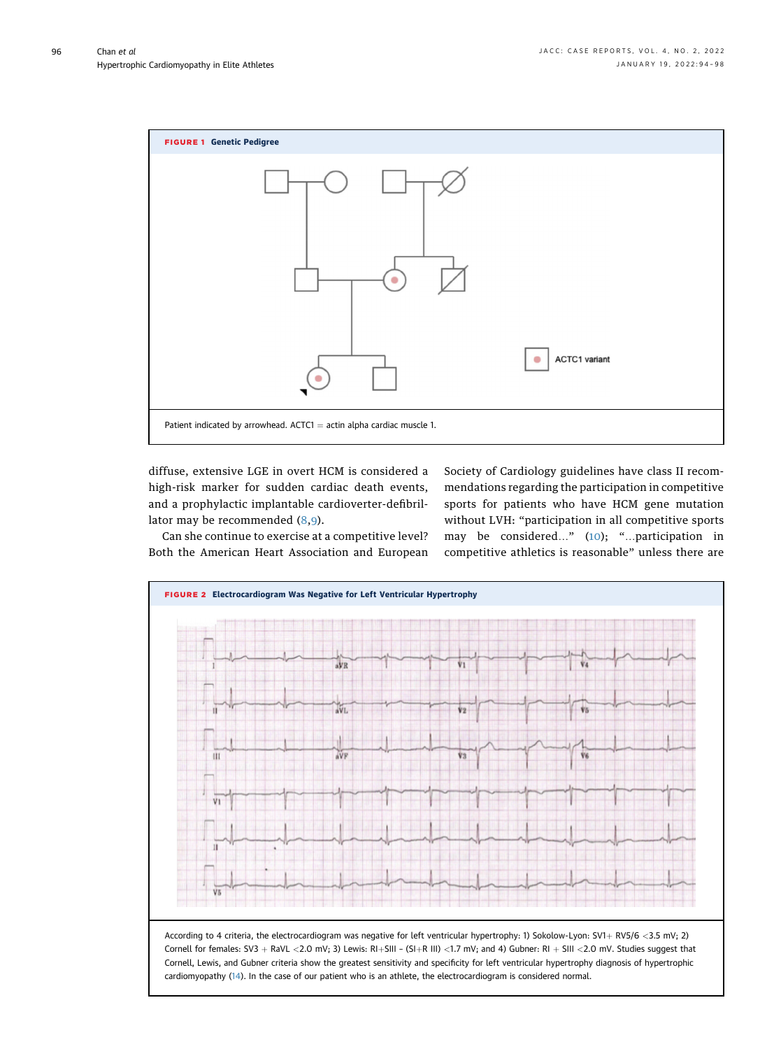**FIGURE 1** Genetic Pedigree

ACTC1 variant

Patient indicated by arrowhead. ACTC1 = actin alpha cardiac muscle 1.

diffuse, extensive LGE in overt HCM is considered a high-risk marker for sudden cardiac death events, and a prophylactic implantable cardioverter-defibrillator may be recommended (8,9).

Can she continue to exercise at a competitive level? Both the American Heart Association and European Society of Cardiology guidelines have class II recommendations regarding the participation in competitive sports for patients who have HCM gene mutation without LVH: "participation in all competitive sports may be considered…" (10); "…participation in competitive athletics is reasonable" unless there are

**FIGURE 2** Electrocardiogram Was Negative for Left Ventricular Hypertrophy

According to 4 criteria, the electrocardiogram was negative for left ventricular hypertrophy: 1) Sokolow-Lyon: SV1+ RV5/6 <3.5 mV; 2) Cornell for females: SV3 + RaVL <2.0 mV; 3) Lewis: RI+SIII – (SI+R III) <1.7 mV; and 4) Gubner: RI + SIII <2.0 mV. Studies suggest that Cornell, Lewis, and Gubner criteria show the greatest sensitivity and specificity for left ventricular hypertrophy diagnosis of hypertrophic cardiomyopathy (14). In the case of our patient who is an athlete, the electrocardiogram is considered normal.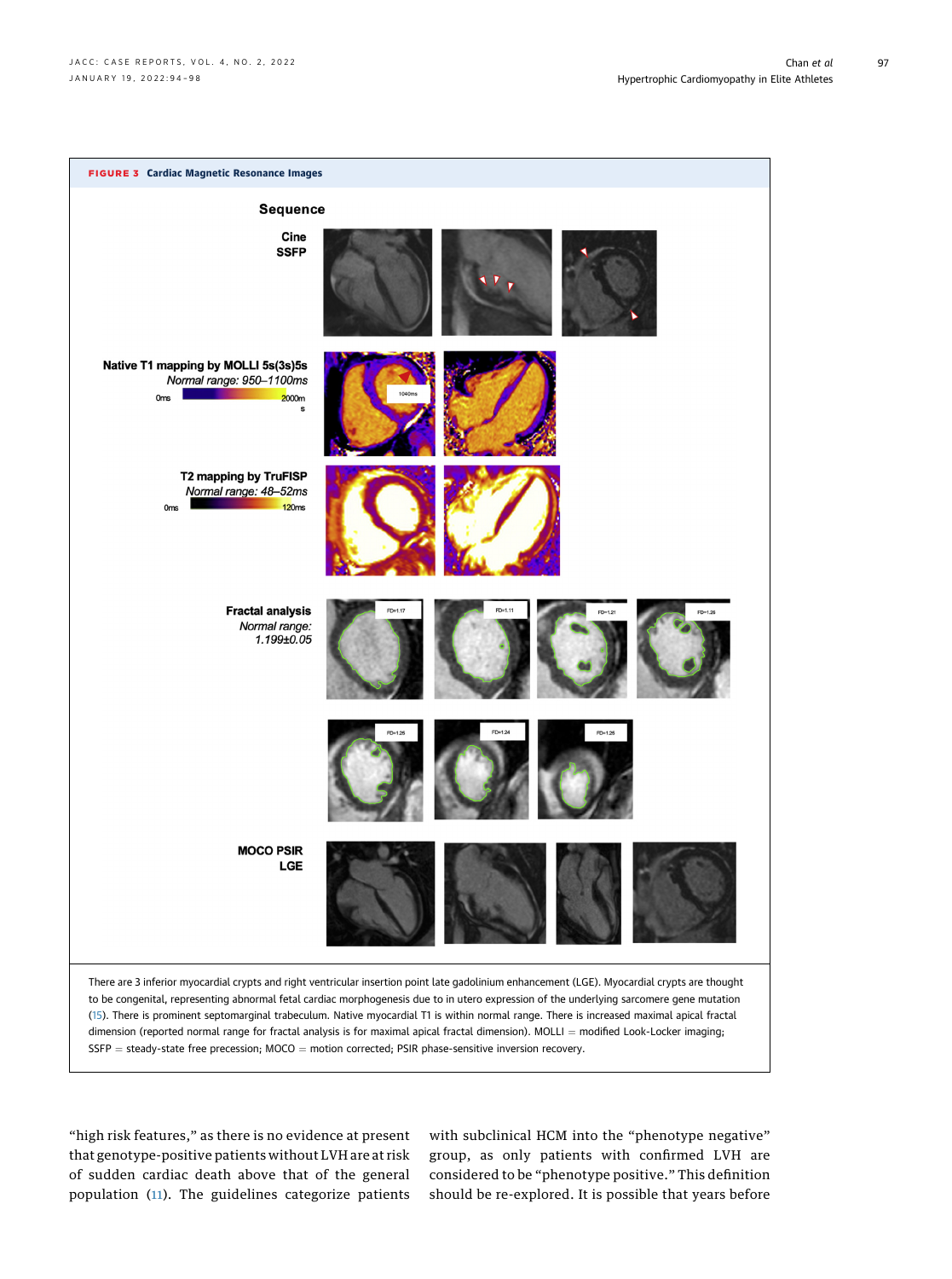**FIGURE 3** Cardiac Magnetic Resonance Images

Sequence

Cine SSFP

Native T1 mapping by MOLLI 5s(3s)5s
*Normal range: 950–1100ms*

T2 mapping by TruFISP
*Normal range: 48–52ms*

Fractal analysis
*Normal range: 1.199±0.05*

MOCO PSIR LGE

There are 3 inferior myocardial crypts and right ventricular insertion point late gadolinium enhancement (LGE). Myocardial crypts are thought to be congenital, representing abnormal fetal cardiac morphogenesis due to in utero expression of the underlying sarcomere gene mutation (15). There is prominent septomarginal trabeculum. Native myocardial T1 is within normal range. There is increased maximal apical fractal dimension (reported normal range for fractal analysis is for maximal apical fractal dimension). MOLLI = modified Look-Locker imaging; SSFP = steady-state free precession; MOCO = motion corrected; PSIR phase-sensitive inversion recovery.

"high risk features," as there is no evidence at present that genotype-positive patients without LVH are at risk of sudden cardiac death above that of the general population (11). The guidelines categorize patients with subclinical HCM into the "phenotype negative" group, as only patients with confirmed LVH are considered to be "phenotype positive." This definition should be re-explored. It is possible that years before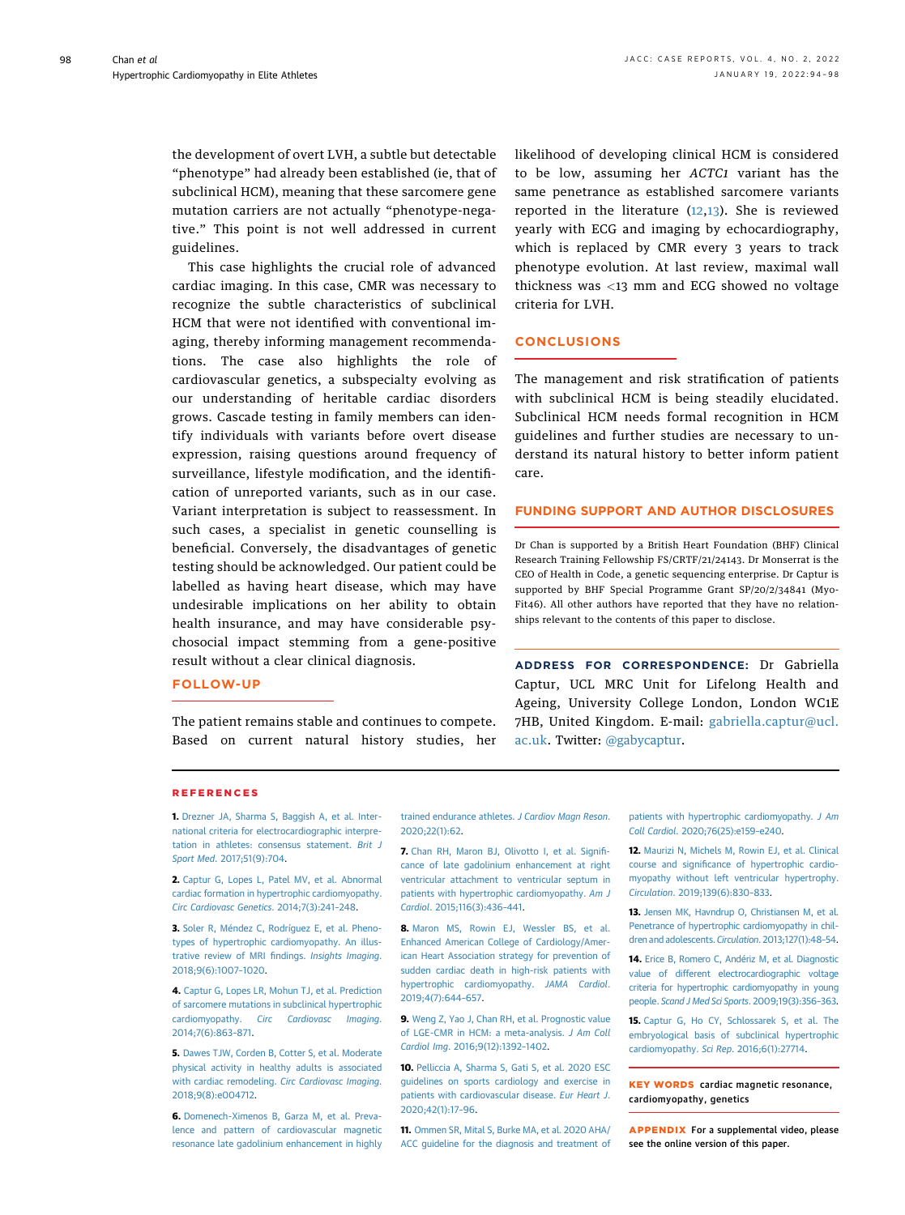the development of overt LVH, a subtle but detectable "phenotype" had already been established (ie, that of subclinical HCM), meaning that these sarcomere gene mutation carriers are not actually "phenotype-negative." This point is not well addressed in current guidelines.

This case highlights the crucial role of advanced cardiac imaging. In this case, CMR was necessary to recognize the subtle characteristics of subclinical HCM that were not identified with conventional imaging, thereby informing management recommendations. The case also highlights the role of cardiovascular genetics, a subspecialty evolving as our understanding of heritable cardiac disorders grows. Cascade testing in family members can identify individuals with variants before overt disease expression, raising questions around frequency of surveillance, lifestyle modification, and the identification of unreported variants, such as in our case. Variant interpretation is subject to reassessment. In such cases, a specialist in genetic counselling is beneficial. Conversely, the disadvantages of genetic testing should be acknowledged. Our patient could be labelled as having heart disease, which may have undesirable implications on her ability to obtain health insurance, and may have considerable psychosocial impact stemming from a gene-positive result without a clear clinical diagnosis.

## FOLLOW-UP

The patient remains stable and continues to compete. Based on current natural history studies, her likelihood of developing clinical HCM is considered to be low, assuming her *ACTC1* variant has the same penetrance as established sarcomere variants reported in the literature (12,13). She is reviewed yearly with ECG and imaging by echocardiography, which is replaced by CMR every 3 years to track phenotype evolution. At last review, maximal wall thickness was <13 mm and ECG showed no voltage criteria for LVH.

## CONCLUSIONS

The management and risk stratification of patients with subclinical HCM is being steadily elucidated. Subclinical HCM needs formal recognition in HCM guidelines and further studies are necessary to understand its natural history to better inform patient care.

## FUNDING SUPPORT AND AUTHOR DISCLOSURES

Dr Chan is supported by a British Heart Foundation (BHF) Clinical Research Training Fellowship FS/CRTF/21/24143. Dr Monserrat is the CEO of Health in Code, a genetic sequencing enterprise. Dr Captur is supported by BHF Special Programme Grant SP/20/2/34841 (MyoFit46). All other authors have reported that they have no relationships relevant to the contents of this paper to disclose.

**ADDRESS FOR CORRESPONDENCE:** Dr Gabriella Captur, UCL MRC Unit for Lifelong Health and Ageing, University College London, London WC1E 7HB, United Kingdom. E-mail: gabriella.captur@ucl.ac.uk. Twitter: @gabycaptur.

## REFERENCES

1. Drezner JA, Sharma S, Baggish A, et al. International criteria for electrocardiographic interpretation in athletes: consensus statement. *Brit J Sport Med*. 2017;51(9):704.

2. Captur G, Lopes L, Patel MV, et al. Abnormal cardiac formation in hypertrophic cardiomyopathy. *Circ Cardiovasc Genetics*. 2014;7(3):241–248.

3. Soler R, Méndez C, Rodríguez E, et al. Phenotypes of hypertrophic cardiomyopathy. An illustrative review of MRI findings. *Insights Imaging*. 2018;9(6):1007–1020.

4. Captur G, Lopes LR, Mohun TJ, et al. Prediction of sarcomere mutations in subclinical hypertrophic cardiomyopathy. *Circ Cardiovasc Imaging*. 2014;7(6):863–871.

5. Dawes TJW, Corden B, Cotter S, et al. Moderate physical activity in healthy adults is associated with cardiac remodeling. *Circ Cardiovasc Imaging*. 2018;9(8):e004712.

6. Domenech-Ximenos B, Garza M, et al. Prevalence and pattern of cardiovascular magnetic resonance late gadolinium enhancement in highly trained endurance athletes. *J Cardiov Magn Reson*. 2020;22(1):62.

7. Chan RH, Maron BJ, Olivotto I, et al. Significance of late gadolinium enhancement at right ventricular attachment to ventricular septum in patients with hypertrophic cardiomyopathy. *Am J Cardiol*. 2015;116(3):436–441.

8. Maron MS, Rowin EJ, Wessler BS, et al. Enhanced American College of Cardiology/American Heart Association strategy for prevention of sudden cardiac death in high-risk patients with hypertrophic cardiomyopathy. *JAMA Cardiol*. 2019;4(7):644–657.

9. Weng Z, Yao J, Chan RH, et al. Prognostic value of LGE-CMR in HCM: a meta-analysis. *J Am Coll Cardiol Img*. 2016;9(12):1392–1402.

10. Pelliccia A, Sharma S, Gati S, et al. 2020 ESC guidelines on sports cardiology and exercise in patients with cardiovascular disease. *Eur Heart J*. 2020;42(1):17–96.

11. Ommen SR, Mital S, Burke MA, et al. 2020 AHA/ACC guideline for the diagnosis and treatment of patients with hypertrophic cardiomyopathy. *J Am Coll Cardiol*. 2020;76(25):e159–e240.

12. Maurizi N, Michels M, Rowin EJ, et al. Clinical course and significance of hypertrophic cardiomyopathy without left ventricular hypertrophy. *Circulation*. 2019;139(6):830–833.

13. Jensen MK, Havndrup O, Christiansen M, et al. Penetrance of hypertrophic cardiomyopathy in children and adolescents. *Circulation*. 2013;127(1):48–54.

14. Erice B, Romero C, Andériz M, et al. Diagnostic value of different electrocardiographic voltage criteria for hypertrophic cardiomyopathy in young people. *Scand J Med Sci Sports*. 2009;19(3):356–363.

15. Captur G, Ho CY, Schlossarek S, et al. The embryological basis of subclinical hypertrophic cardiomyopathy. *Sci Rep*. 2016;6(1):27714.

**KEY WORDS** cardiac magnetic resonance, cardiomyopathy, genetics

**APPENDIX** For a supplemental video, please see the online version of this paper.